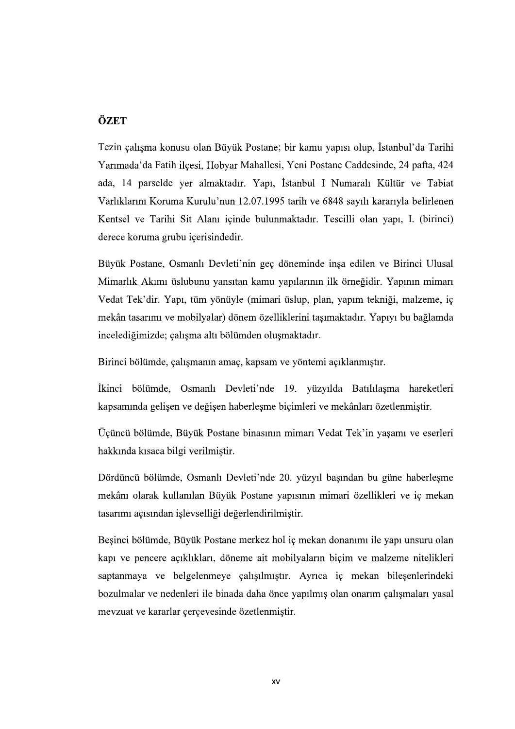## ÖZET

Tezin çalışma konusu olan Büyük Postane; bir kamu yapısı olup, İstanbul'da Tarihi Yarımada'da Fatih ilçesi, Hobyar Mahallesi, Yeni Postane Caddesinde, 24 pafta, 424 ada, 14 parselde yer almaktadır. Yapı, İstanbul I Numaralı Kültür ve Tabiat Varlıklarını Koruma Kurulu'nun 12.07.1995 tarih ve 6848 sayılı kararıyla belirlenen Kentsel ve Tarihi Sit Alanı içinde bulunmaktadır. Tescilli olan yapı, I. (birinci) derece koruma grubu içerisindedir.

Büyük Postane, Osmanlı Devleti'nin geç döneminde inşa edilen ve Birinci Ulusal Mimarlık Akımı üslubunu yansıtan kamu yapılarının ilk örneğidir. Yapının mimarı Vedat Tek'dir. Yapı, tüm yönüyle (mimari üslup, plan, yapım tekniği, malzeme, iç mekân tasarımı ve mobilyalar) dönem özelliklerini taşımaktadır. Yapıyı bu bağlamda incelediğimizde; çalışma altı bölümden oluşmaktadır.

Birinci bölümde, çalışmanın amaç, kapsam ve yöntemi açıklanmıştır.

İkinci bölümde, Osmanlı Devleti'nde 19. yüzyılda Batılılaşma hareketleri kapsamında gelişen ve değişen haberleşme biçimleri ve mekânları özetlenmiştir.

Üçüncü bölümde, Büyük Postane binasının mimarı Vedat Tek'in yaşamı ve eserleri hakkında kısaca bilgi verilmiştir.

Dördüncü bölümde, Osmanlı Devleti'nde 20. yüzyıl başından bu güne haberleşme mekânı olarak kullanılan Büyük Postane yapısının mimari özellikleri ve iç mekan tasarımı açısından işlevselliği değerlendirilmiştir.

Beşinci bölümde, Büyük Postane merkez hol iç mekan donanımı ile yapı unsuru olan kapı ve pencere açıklıkları, döneme ait mobilyaların biçim ve malzeme nitelikleri saptanmaya ve belgelenmeye çalışılmıştır. Ayrıca iç mekan bileşenlerindeki bozulmalar ve nedenleri ile binada daha önce yapılmış olan onarım çalışmaları yasal mevzuat ve kararlar çerçevesinde özetlenmiştir.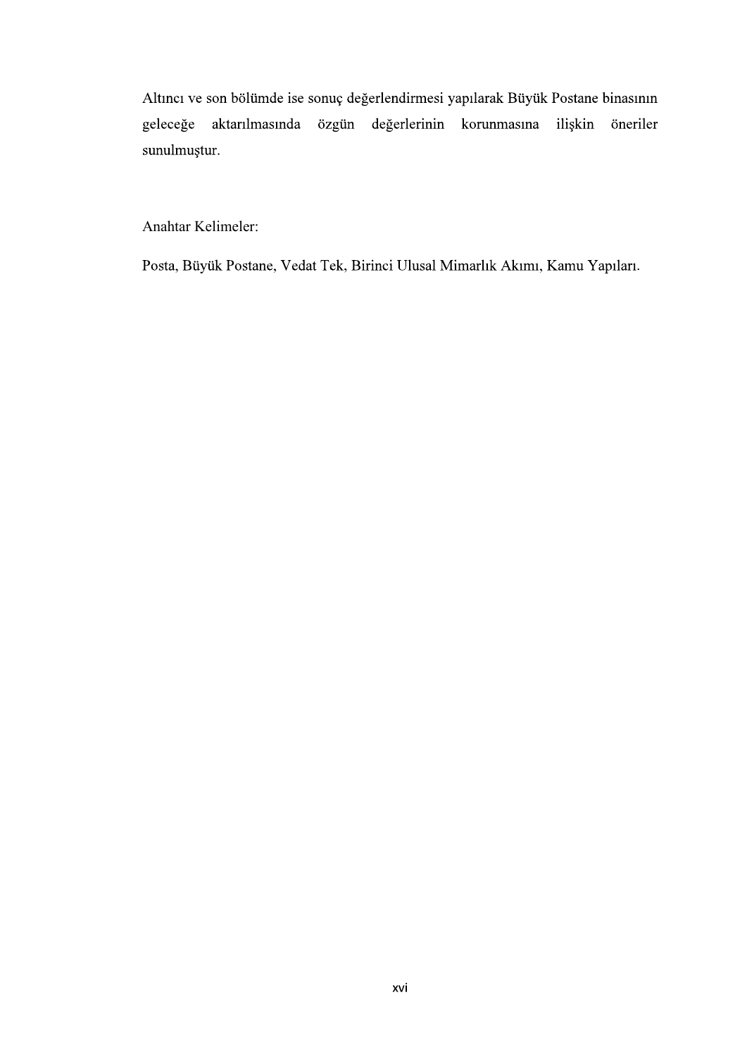Altıncı ve son bölümde ise sonuç değerlendirmesi yapılarak Büyük Postane binasının geleceğe aktarılmasında özgün değerlerinin korunmasına ilişkin öneriler sunulmuştur.

Anahtar Kelimeler:

Posta, Büyük Postane, Vedat Tek, Birinci Ulusal Mimarlık Akımı, Kamu Yapıları.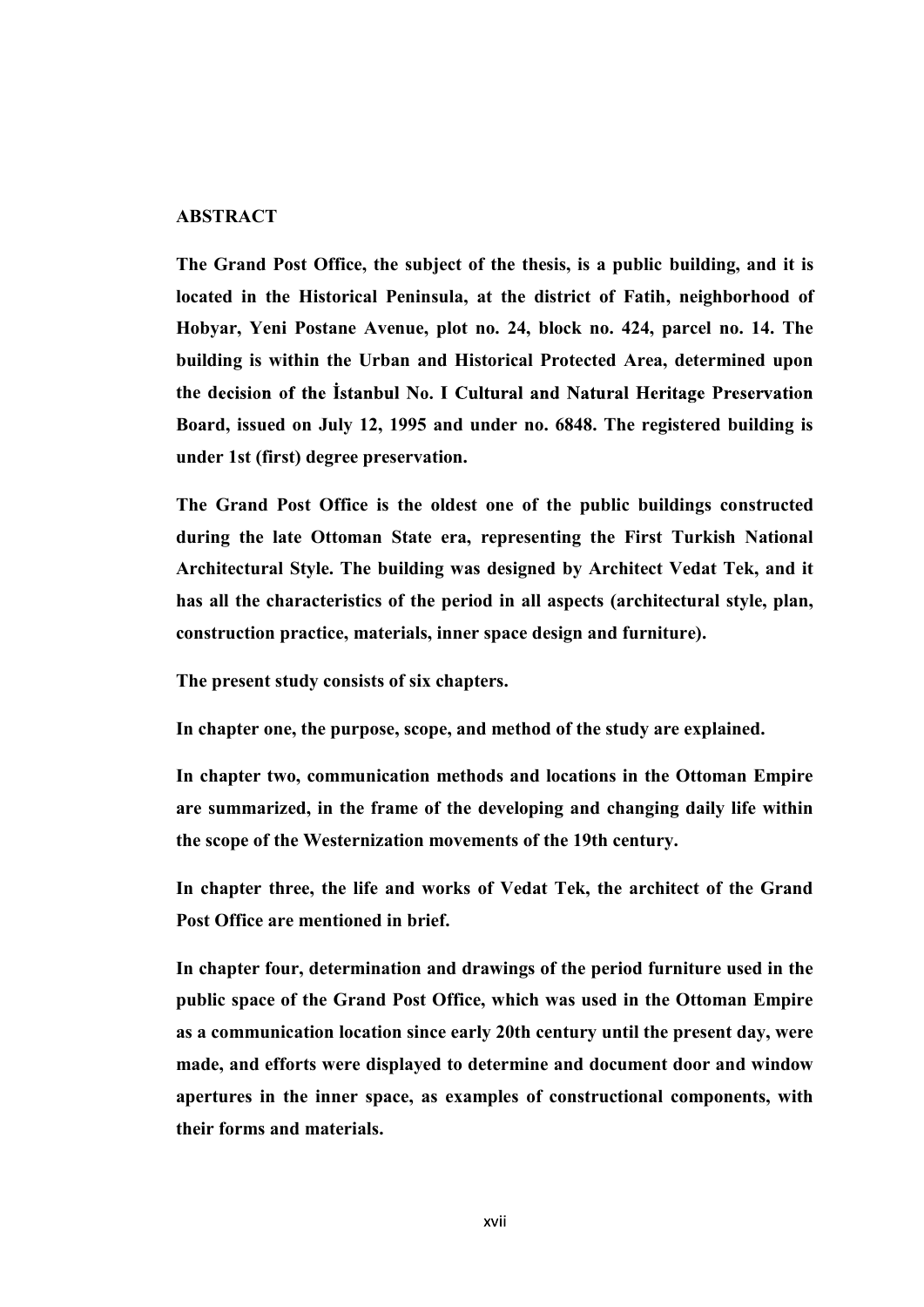# ABSTRACT

**The Grand Post Office, the subject of the thesis, is a public building, and it is located in the Historical Peninsula, at the district of Fatih, neighborhood of Hobyar, Yeni Postane Avenue, plot no. 24, block no. 424, parcel no. 14. The building is within the Urban and Historical Protected Area, determined upon the decision of the İstanbul No. I Cultural and Natural Heritage Preservation Board, issued on July 12, 1995 and under no. 6848. The registered building is under 1st (first) degree preservation.**

**The Grand Post Office is the oldest one of the public buildings constructed during the late Ottoman State era, representing the First Turkish National Architectural Style. The building was designed by Architect Vedat Tek, and it has all the characteristics of the period in all aspects (architectural style, plan, construction practice, materials, inner space design and furniture).**

**The present study consists of six chapters.**

**In chapter one, the purpose, scope, and method of the study are explained.**

**In chapter two, communication methods and locations in the Ottoman Empire are summarized, in the frame of the developing and changing daily life within the scope of the Westernization movements of the 19th century.**

**In chapter three, the life and works of Vedat Tek, the architect of the Grand Post Office are mentioned in brief.**

**In chapter four, determination and drawings of the period furniture used in the public space of the Grand Post Office, which was used in the Ottoman Empire as a communication location since early 20th century until the present day, were made, and efforts were displayed to determine and document door and window apertures in the inner space, as examples of constructional components, with their forms and materials.**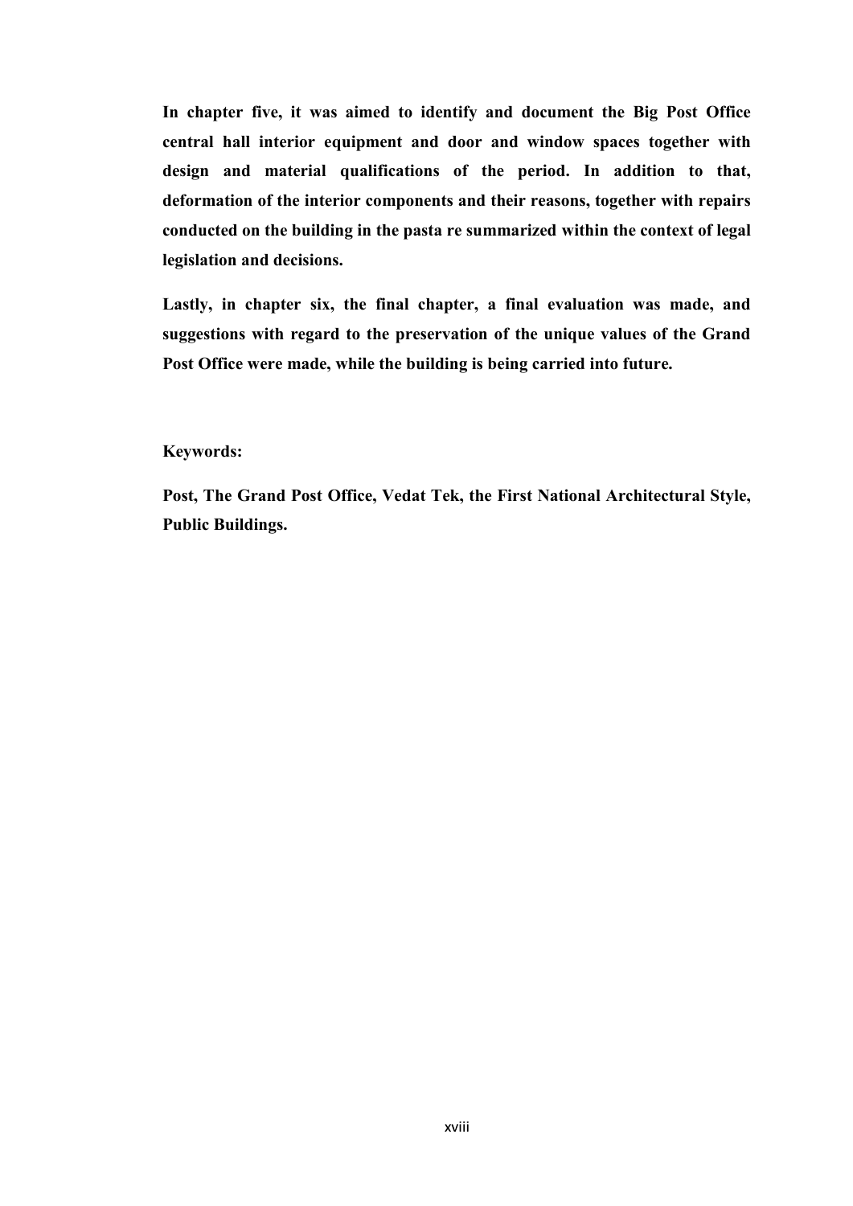**In chapter five, it was aimed to identify and document the Big Post Office central hall interior equipment and door and window spaces together with design and material qualifications of the period. In addition to that, deformation of the interior components and their reasons, together with repairs conducted on the building in the pasta re summarized within the context of legal legislation and decisions.**

**Lastly, in chapter six, the final chapter, a final evaluation was made, and suggestions with regard to the preservation of the unique values of the Grand Post Office were made, while the building is being carried into future.**

**Keywords:**

**Post, The Grand Post Office, Vedat Tek, the First National Architectural Style, Public Buildings.**